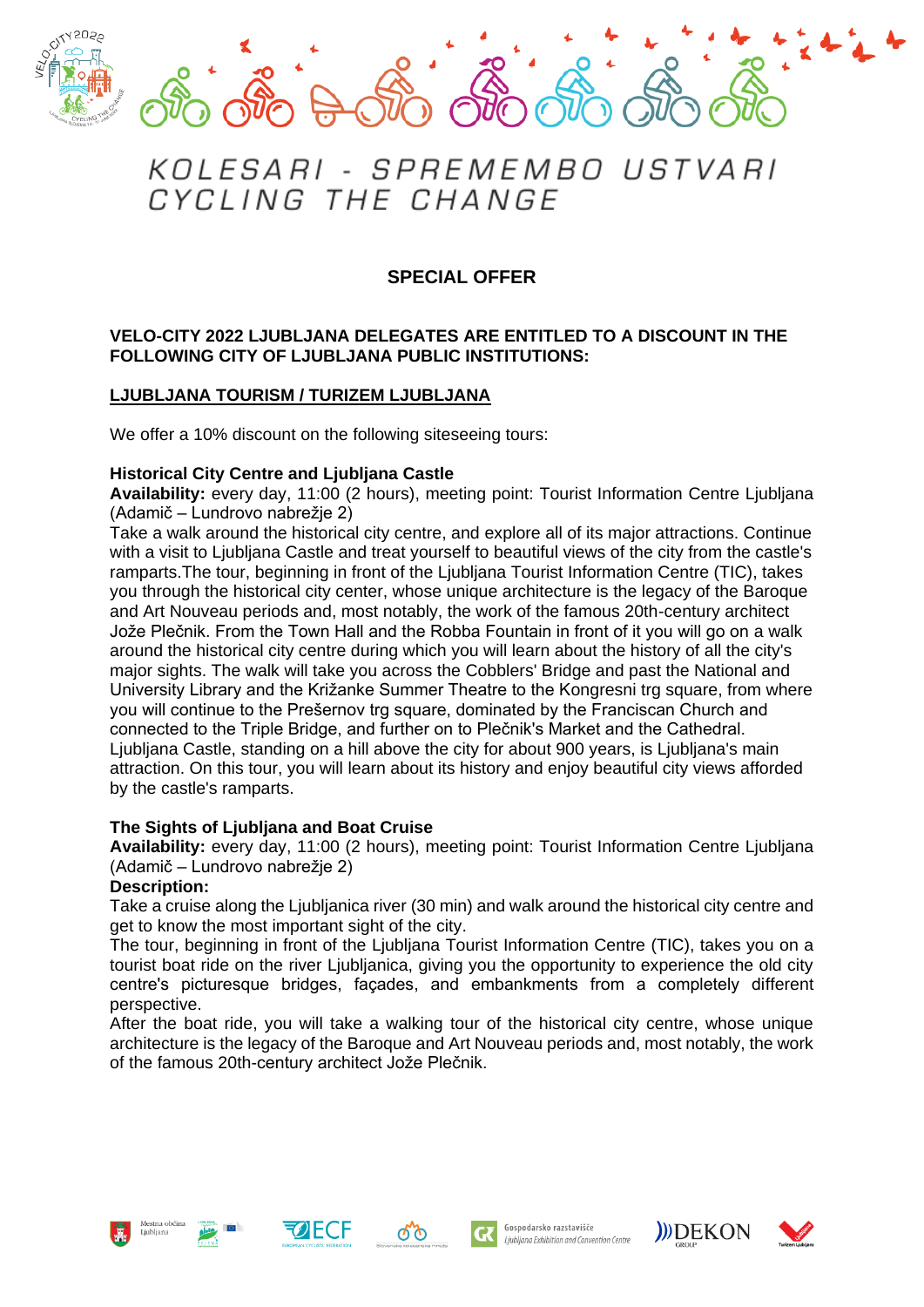KOLESARI - SPREMEMBO USTVARI
CYCLING THE CHANGE

## SPECIAL OFFER

**VELO-CITY 2022 LJUBLJANA DELEGATES ARE ENTITLED TO A DISCOUNT IN THE FOLLOWING CITY OF LJUBLJANA PUBLIC INSTITUTIONS:**

### LJUBLJANA TOURISM / TURIZEM LJUBLJANA

We offer a 10% discount on the following siteseeing tours:

**Historical City Centre and Ljubljana Castle**
**Availability:** every day, 11:00 (2 hours), meeting point: Tourist Information Centre Ljubljana (Adamič – Lundrovo nabrežje 2)
Take a walk around the historical city centre, and explore all of its major attractions. Continue with a visit to Ljubljana Castle and treat yourself to beautiful views of the city from the castle's ramparts.The tour, beginning in front of the Ljubljana Tourist Information Centre (TIC), takes you through the historical city center, whose unique architecture is the legacy of the Baroque and Art Nouveau periods and, most notably, the work of the famous 20th-century architect Jože Plečnik. From the Town Hall and the Robba Fountain in front of it you will go on a walk around the historical city centre during which you will learn about the history of all the city's major sights. The walk will take you across the Cobblers' Bridge and past the National and University Library and the Križanke Summer Theatre to the Kongresni trg square, from where you will continue to the Prešernov trg square, dominated by the Franciscan Church and connected to the Triple Bridge, and further on to Plečnik's Market and the Cathedral. Ljubljana Castle, standing on a hill above the city for about 900 years, is Ljubljana's main attraction. On this tour, you will learn about its history and enjoy beautiful city views afforded by the castle's ramparts.

**The Sights of Ljubljana and Boat Cruise**
**Availability:** every day, 11:00 (2 hours), meeting point: Tourist Information Centre Ljubljana (Adamič – Lundrovo nabrežje 2)
**Description:**
Take a cruise along the Ljubljanica river (30 min) and walk around the historical city centre and get to know the most important sight of the city.
The tour, beginning in front of the Ljubljana Tourist Information Centre (TIC), takes you on a tourist boat ride on the river Ljubljanica, giving you the opportunity to experience the old city centre's picturesque bridges, façades, and embankments from a completely different perspective.
After the boat ride, you will take a walking tour of the historical city centre, whose unique architecture is the legacy of the Baroque and Art Nouveau periods and, most notably, the work of the famous 20th-century architect Jože Plečnik.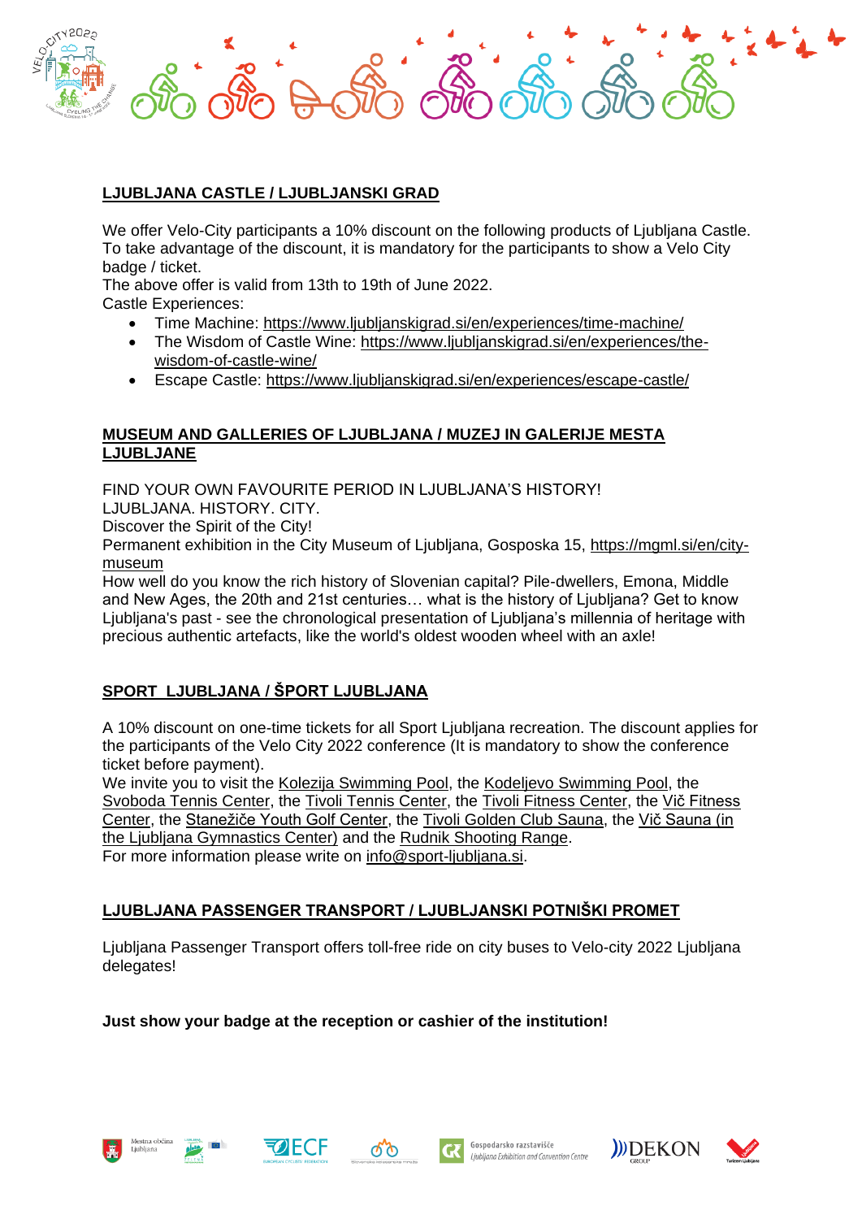## LJUBLJANA CASTLE / LJUBLJANSKI GRAD

We offer Velo-City participants a 10% discount on the following products of Ljubljana Castle. To take advantage of the discount, it is mandatory for the participants to show a Velo City badge / ticket.
The above offer is valid from 13th to 19th of June 2022.
Castle Experiences:

- Time Machine: https://www.ljubljanskigrad.si/en/experiences/time-machine/
- The Wisdom of Castle Wine: https://www.ljubljanskigrad.si/en/experiences/the-wisdom-of-castle-wine/
- Escape Castle: https://www.ljubljanskigrad.si/en/experiences/escape-castle/

## MUSEUM AND GALLERIES OF LJUBLJANA / MUZEJ IN GALERIJE MESTA LJUBLJANE

FIND YOUR OWN FAVOURITE PERIOD IN LJUBLJANA'S HISTORY!
LJUBLJANA. HISTORY. CITY.
Discover the Spirit of the City!
Permanent exhibition in the City Museum of Ljubljana, Gosposka 15, https://mgml.si/en/city-museum
How well do you know the rich history of Slovenian capital? Pile-dwellers, Emona, Middle and New Ages, the 20th and 21st centuries… what is the history of Ljubljana? Get to know Ljubljana's past - see the chronological presentation of Ljubljana's millennia of heritage with precious authentic artefacts, like the world's oldest wooden wheel with an axle!

## SPORT LJUBLJANA / ŠPORT LJUBLJANA

A 10% discount on one-time tickets for all Sport Ljubljana recreation. The discount applies for the participants of the Velo City 2022 conference (It is mandatory to show the conference ticket before payment).
We invite you to visit the Kolezija Swimming Pool, the Kodeljevo Swimming Pool, the Svoboda Tennis Center, the Tivoli Tennis Center, the Tivoli Fitness Center, the Vič Fitness Center, the Stanežiče Youth Golf Center, the Tivoli Golden Club Sauna, the Vič Sauna (in the Ljubljana Gymnastics Center) and the Rudnik Shooting Range.
For more information please write on info@sport-ljubljana.si.

## LJUBLJANA PASSENGER TRANSPORT / LJUBLJANSKI POTNIŠKI PROMET

Ljubljana Passenger Transport offers toll-free ride on city buses to Velo-city 2022 Ljubljana delegates!

**Just show your badge at the reception or cashier of the institution!**